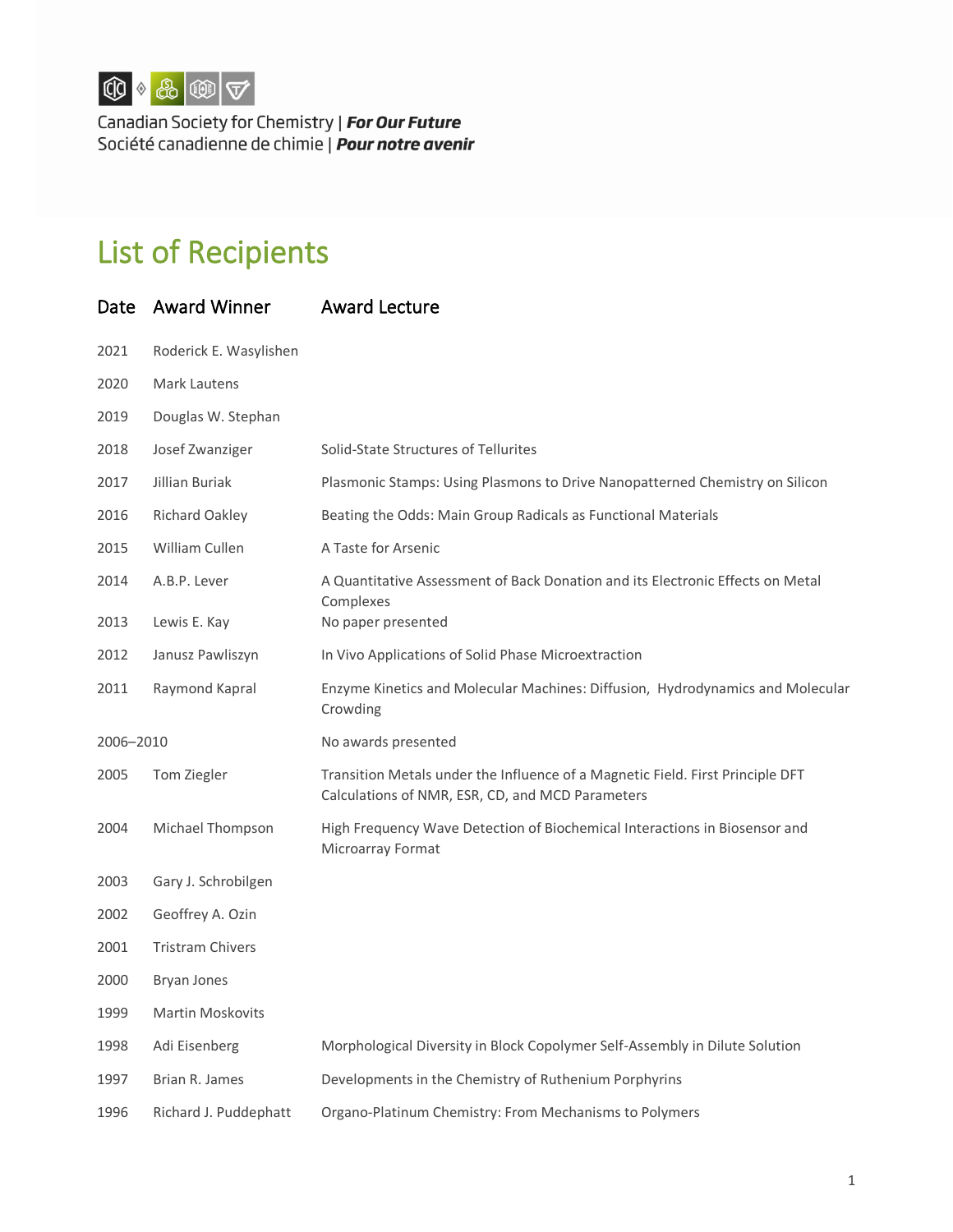Canadian Society for Chemistry | ***For Our Future***
Société canadienne de chimie | ***Pour notre avenir***

# List of Recipients

| Date | Award Winner | Award Lecture |
|---|---|---|
| 2021 | Roderick E. Wasylishen | |
| 2020 | Mark Lautens | |
| 2019 | Douglas W. Stephan | |
| 2018 | Josef Zwanziger | Solid-State Structures of Tellurites |
| 2017 | Jillian Buriak | Plasmonic Stamps: Using Plasmons to Drive Nanopatterned Chemistry on Silicon |
| 2016 | Richard Oakley | Beating the Odds: Main Group Radicals as Functional Materials |
| 2015 | William Cullen | A Taste for Arsenic |
| 2014 | A.B.P. Lever | A Quantitative Assessment of Back Donation and its Electronic Effects on Metal Complexes |
| 2013 | Lewis E. Kay | No paper presented |
| 2012 | Janusz Pawliszyn | In Vivo Applications of Solid Phase Microextraction |
| 2011 | Raymond Kapral | Enzyme Kinetics and Molecular Machines: Diffusion, Hydrodynamics and Molecular Crowding |
| 2006–2010 | | No awards presented |
| 2005 | Tom Ziegler | Transition Metals under the Influence of a Magnetic Field. First Principle DFT Calculations of NMR, ESR, CD, and MCD Parameters |
| 2004 | Michael Thompson | High Frequency Wave Detection of Biochemical Interactions in Biosensor and Microarray Format |
| 2003 | Gary J. Schrobilgen | |
| 2002 | Geoffrey A. Ozin | |
| 2001 | Tristram Chivers | |
| 2000 | Bryan Jones | |
| 1999 | Martin Moskovits | |
| 1998 | Adi Eisenberg | Morphological Diversity in Block Copolymer Self-Assembly in Dilute Solution |
| 1997 | Brian R. James | Developments in the Chemistry of Ruthenium Porphyrins |
| 1996 | Richard J. Puddephatt | Organo-Platinum Chemistry: From Mechanisms to Polymers |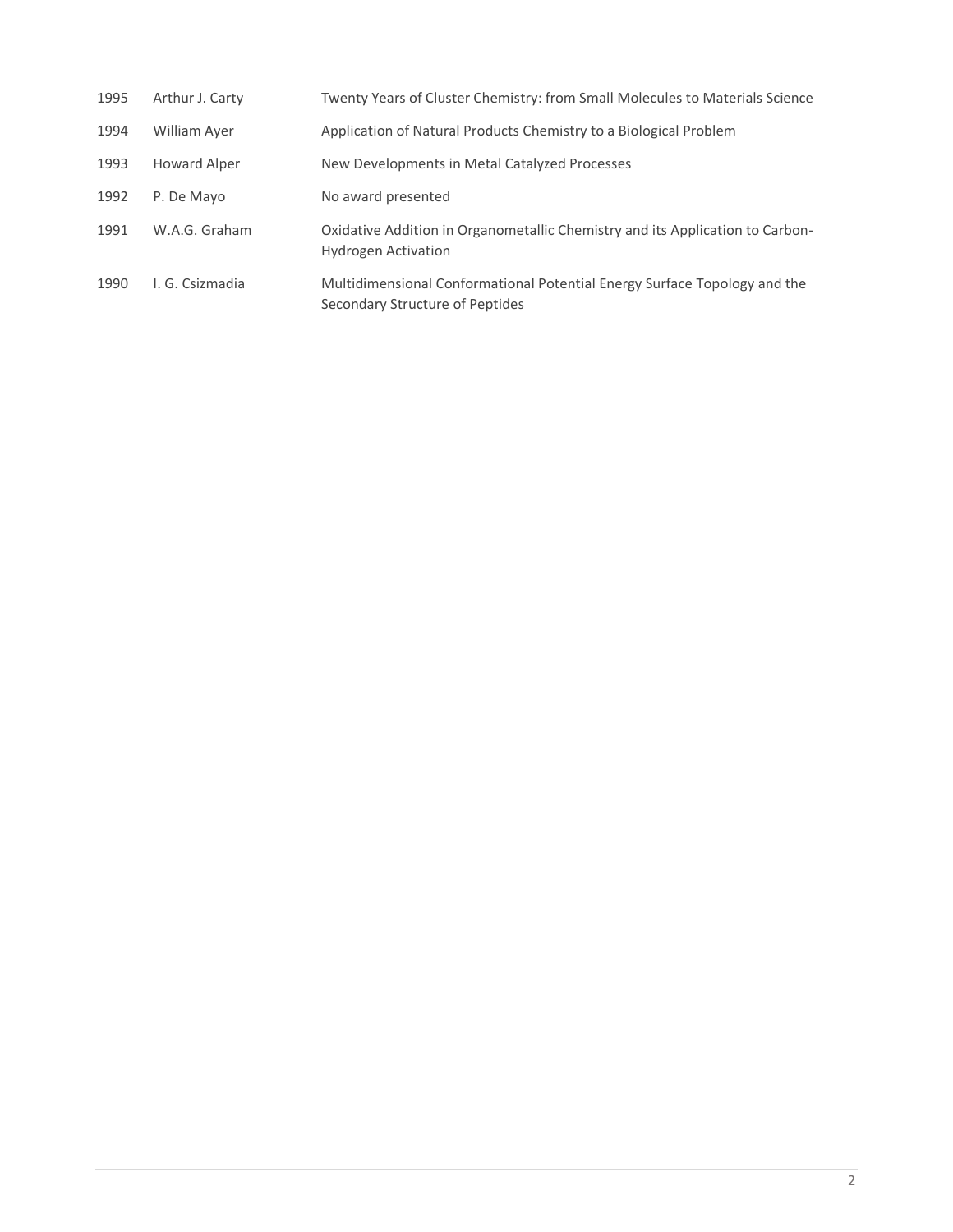| | | |
|---|---|---|
| 1995 | Arthur J. Carty | Twenty Years of Cluster Chemistry: from Small Molecules to Materials Science |
| 1994 | William Ayer | Application of Natural Products Chemistry to a Biological Problem |
| 1993 | Howard Alper | New Developments in Metal Catalyzed Processes |
| 1992 | P. De Mayo | No award presented |
| 1991 | W.A.G. Graham | Oxidative Addition in Organometallic Chemistry and its Application to Carbon-Hydrogen Activation |
| 1990 | I. G. Csizmadia | Multidimensional Conformational Potential Energy Surface Topology and the Secondary Structure of Peptides |